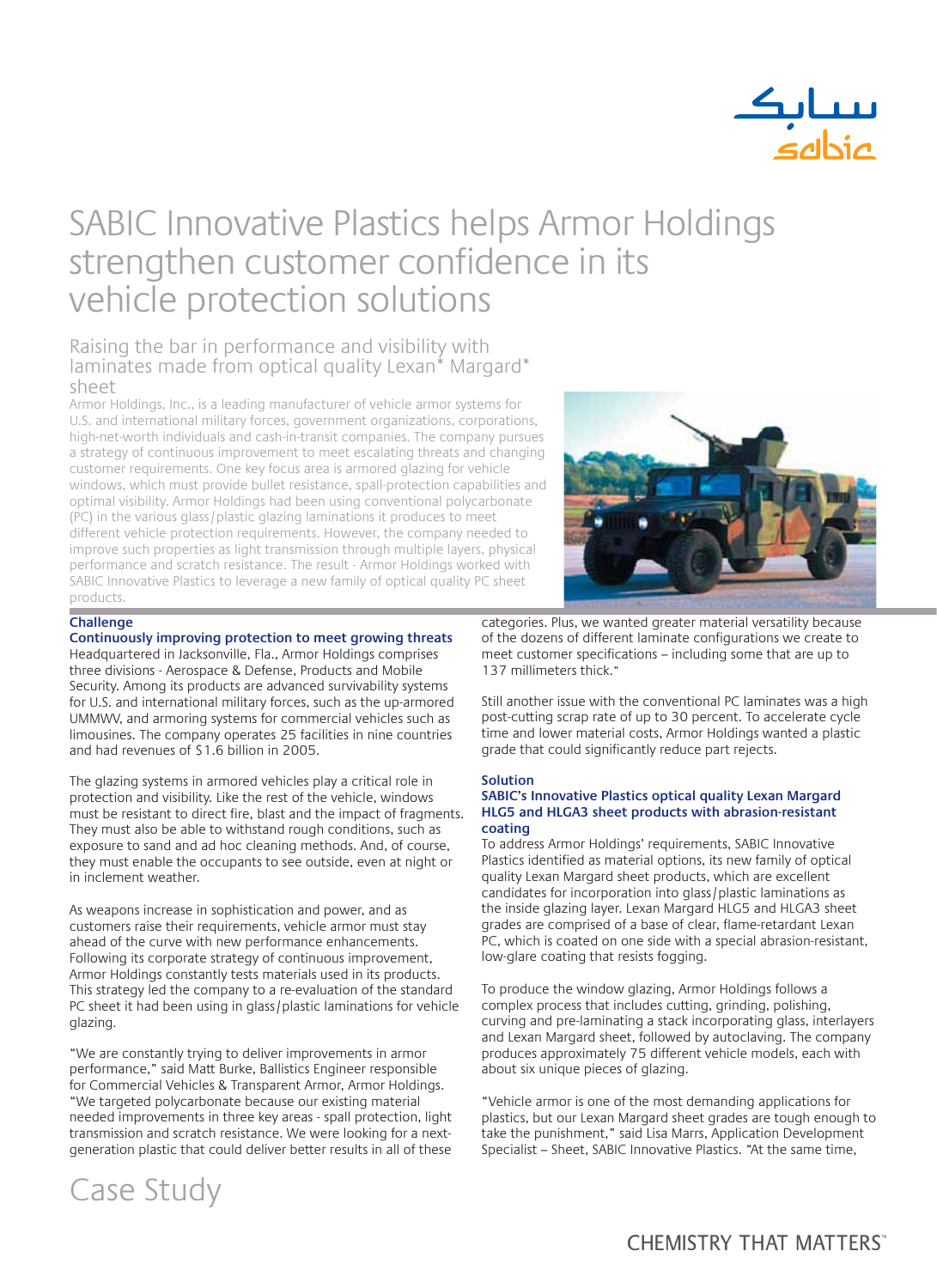# SABIC Innovative Plastics helps Armor Holdings strengthen customer confidence in its vehicle protection solutions

## Raising the bar in performance and visibility with laminates made from optical quality Lexan* Margard* sheet

Armor Holdings, Inc., is a leading manufacturer of vehicle armor systems for U.S. and international military forces, government organizations, corporations, high-net-worth individuals and cash-in-transit companies. The company pursues a strategy of continuous improvement to meet escalating threats and changing customer requirements. One key focus area is armored glazing for vehicle windows, which must provide bullet resistance, spall-protection capabilities and optimal visibility. Armor Holdings had been using conventional polycarbonate (PC) in the various glass/plastic glazing laminations it produces to meet different vehicle protection requirements. However, the company needed to improve such properties as light transmission through multiple layers, physical performance and scratch resistance. The result - Armor Holdings worked with SABIC Innovative Plastics to leverage a new family of optical quality PC sheet products.

### Challenge

**Continuously improving protection to meet growing threats**

Headquartered in Jacksonville, Fla., Armor Holdings comprises three divisions - Aerospace & Defense, Products and Mobile Security. Among its products are advanced survivability systems for U.S. and international military forces, such as the up-armored UMMWV, and armoring systems for commercial vehicles such as limousines. The company operates 25 facilities in nine countries and had revenues of $1.6 billion in 2005.

The glazing systems in armored vehicles play a critical role in protection and visibility. Like the rest of the vehicle, windows must be resistant to direct fire, blast and the impact of fragments. They must also be able to withstand rough conditions, such as exposure to sand and ad hoc cleaning methods. And, of course, they must enable the occupants to see outside, even at night or in inclement weather.

As weapons increase in sophistication and power, and as customers raise their requirements, vehicle armor must stay ahead of the curve with new performance enhancements. Following its corporate strategy of continuous improvement, Armor Holdings constantly tests materials used in its products. This strategy led the company to a re-evaluation of the standard PC sheet it had been using in glass/plastic laminations for vehicle glazing.

"We are constantly trying to deliver improvements in armor performance," said Matt Burke, Ballistics Engineer responsible for Commercial Vehicles & Transparent Armor, Armor Holdings. "We targeted polycarbonate because our existing material needed improvements in three key areas - spall protection, light transmission and scratch resistance. We were looking for a next-generation plastic that could deliver better results in all of these categories. Plus, we wanted greater material versatility because of the dozens of different laminate configurations we create to meet customer specifications – including some that are up to 137 millimeters thick."

Still another issue with the conventional PC laminates was a high post-cutting scrap rate of up to 30 percent. To accelerate cycle time and lower material costs, Armor Holdings wanted a plastic grade that could significantly reduce part rejects.

### Solution

**SABIC's Innovative Plastics optical quality Lexan Margard HLG5 and HLGA3 sheet products with abrasion-resistant coating**

To address Armor Holdings' requirements, SABIC Innovative Plastics identified as material options, its new family of optical quality Lexan Margard sheet products, which are excellent candidates for incorporation into glass/plastic laminations as the inside glazing layer. Lexan Margard HLG5 and HLGA3 sheet grades are comprised of a base of clear, flame-retardant Lexan PC, which is coated on one side with a special abrasion-resistant, low-glare coating that resists fogging.

To produce the window glazing, Armor Holdings follows a complex process that includes cutting, grinding, polishing, curving and pre-laminating a stack incorporating glass, interlayers and Lexan Margard sheet, followed by autoclaving. The company produces approximately 75 different vehicle models, each with about six unique pieces of glazing.

"Vehicle armor is one of the most demanding applications for plastics, but our Lexan Margard sheet grades are tough enough to take the punishment," said Lisa Marrs, Application Development Specialist – Sheet, SABIC Innovative Plastics. "At the same time,

Case Study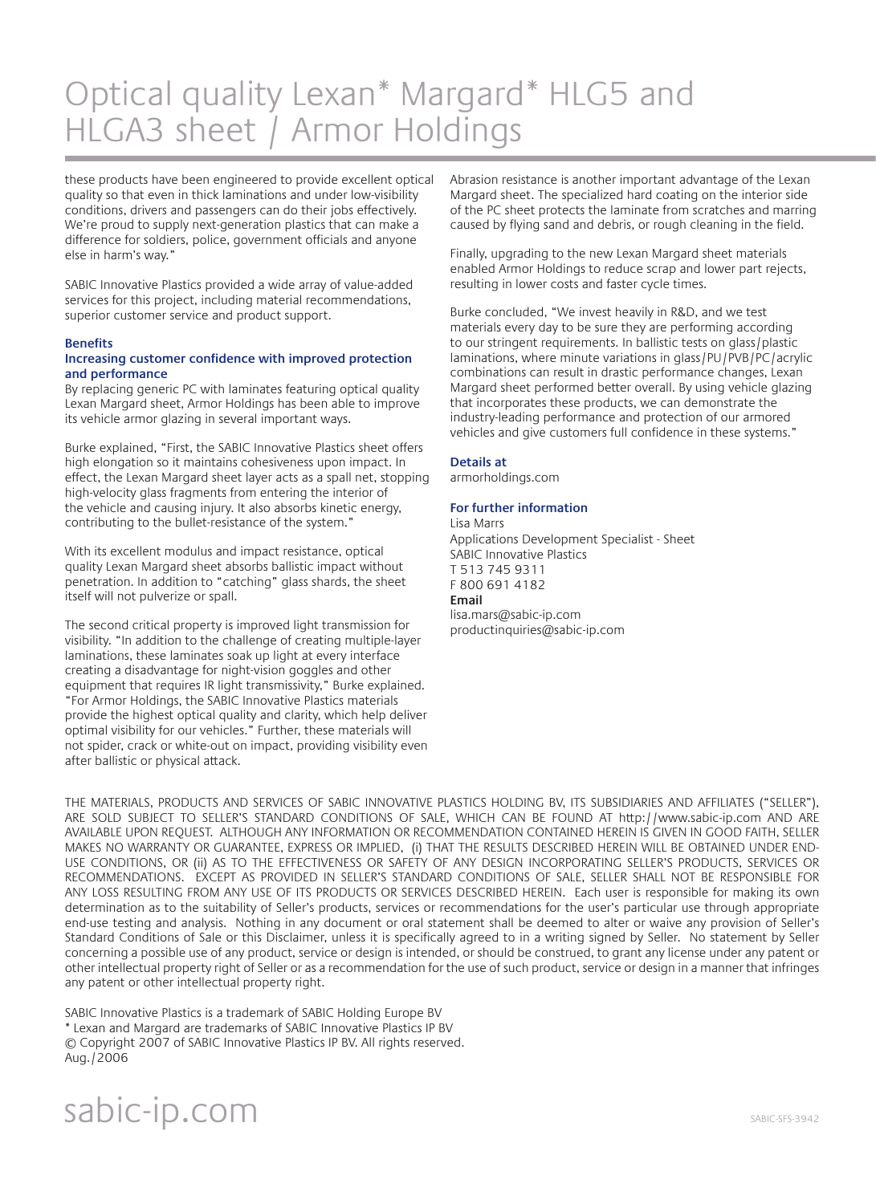# Optical quality Lexan* Margard* HLG5 and HLGA3 sheet / Armor Holdings

these products have been engineered to provide excellent optical quality so that even in thick laminations and under low-visibility conditions, drivers and passengers can do their jobs effectively. We're proud to supply next-generation plastics that can make a difference for soldiers, police, government officials and anyone else in harm's way."

SABIC Innovative Plastics provided a wide array of value-added services for this project, including material recommendations, superior customer service and product support.

### Benefits

#### Increasing customer confidence with improved protection and performance

By replacing generic PC with laminates featuring optical quality Lexan Margard sheet, Armor Holdings has been able to improve its vehicle armor glazing in several important ways.

Burke explained, "First, the SABIC Innovative Plastics sheet offers high elongation so it maintains cohesiveness upon impact. In effect, the Lexan Margard sheet layer acts as a spall net, stopping high-velocity glass fragments from entering the interior of the vehicle and causing injury. It also absorbs kinetic energy, contributing to the bullet-resistance of the system."

With its excellent modulus and impact resistance, optical quality Lexan Margard sheet absorbs ballistic impact without penetration. In addition to "catching" glass shards, the sheet itself will not pulverize or spall.

The second critical property is improved light transmission for visibility. "In addition to the challenge of creating multiple-layer laminations, these laminates soak up light at every interface creating a disadvantage for night-vision goggles and other equipment that requires IR light transmissivity," Burke explained. "For Armor Holdings, the SABIC Innovative Plastics materials provide the highest optical quality and clarity, which help deliver optimal visibility for our vehicles." Further, these materials will not spider, crack or white-out on impact, providing visibility even after ballistic or physical attack.

Abrasion resistance is another important advantage of the Lexan Margard sheet. The specialized hard coating on the interior side of the PC sheet protects the laminate from scratches and marring caused by flying sand and debris, or rough cleaning in the field.

Finally, upgrading to the new Lexan Margard sheet materials enabled Armor Holdings to reduce scrap and lower part rejects, resulting in lower costs and faster cycle times.

Burke concluded, "We invest heavily in R&D, and we test materials every day to be sure they are performing according to our stringent requirements. In ballistic tests on glass/plastic laminations, where minute variations in glass/PU/PVB/PC/acrylic combinations can result in drastic performance changes, Lexan Margard sheet performed better overall. By using vehicle glazing that incorporates these products, we can demonstrate the industry-leading performance and protection of our armored vehicles and give customers full confidence in these systems."

### Details at

armorholdings.com

### For further information

Lisa Marrs
Applications Development Specialist - Sheet
SABIC Innovative Plastics
T 513 745 9311
F 800 691 4182

**Email**
lisa.mars@sabic-ip.com
productinquiries@sabic-ip.com

THE MATERIALS, PRODUCTS AND SERVICES OF SABIC INNOVATIVE PLASTICS HOLDING BV, ITS SUBSIDIARIES AND AFFILIATES ("SELLER"), ARE SOLD SUBJECT TO SELLER'S STANDARD CONDITIONS OF SALE, WHICH CAN BE FOUND AT http://www.sabic-ip.com AND ARE AVAILABLE UPON REQUEST. ALTHOUGH ANY INFORMATION OR RECOMMENDATION CONTAINED HEREIN IS GIVEN IN GOOD FAITH, SELLER MAKES NO WARRANTY OR GUARANTEE, EXPRESS OR IMPLIED, (i) THAT THE RESULTS DESCRIBED HEREIN WILL BE OBTAINED UNDER END-USE CONDITIONS, OR (ii) AS TO THE EFFECTIVENESS OR SAFETY OF ANY DESIGN INCORPORATING SELLER'S PRODUCTS, SERVICES OR RECOMMENDATIONS. EXCEPT AS PROVIDED IN SELLER'S STANDARD CONDITIONS OF SALE, SELLER SHALL NOT BE RESPONSIBLE FOR ANY LOSS RESULTING FROM ANY USE OF ITS PRODUCTS OR SERVICES DESCRIBED HEREIN. Each user is responsible for making its own determination as to the suitability of Seller's products, services or recommendations for the user's particular use through appropriate end-use testing and analysis. Nothing in any document or oral statement shall be deemed to alter or waive any provision of Seller's Standard Conditions of Sale or this Disclaimer, unless it is specifically agreed to in a writing signed by Seller. No statement by Seller concerning a possible use of any product, service or design is intended, or should be construed, to grant any license under any patent or other intellectual property right of Seller or as a recommendation for the use of such product, service or design in a manner that infringes any patent or other intellectual property right.

SABIC Innovative Plastics is a trademark of SABIC Holding Europe BV
* Lexan and Margard are trademarks of SABIC Innovative Plastics IP BV
© Copyright 2007 of SABIC Innovative Plastics IP BV. All rights reserved.
Aug./2006

sabic-ip.com

SABIC-SFS-3942